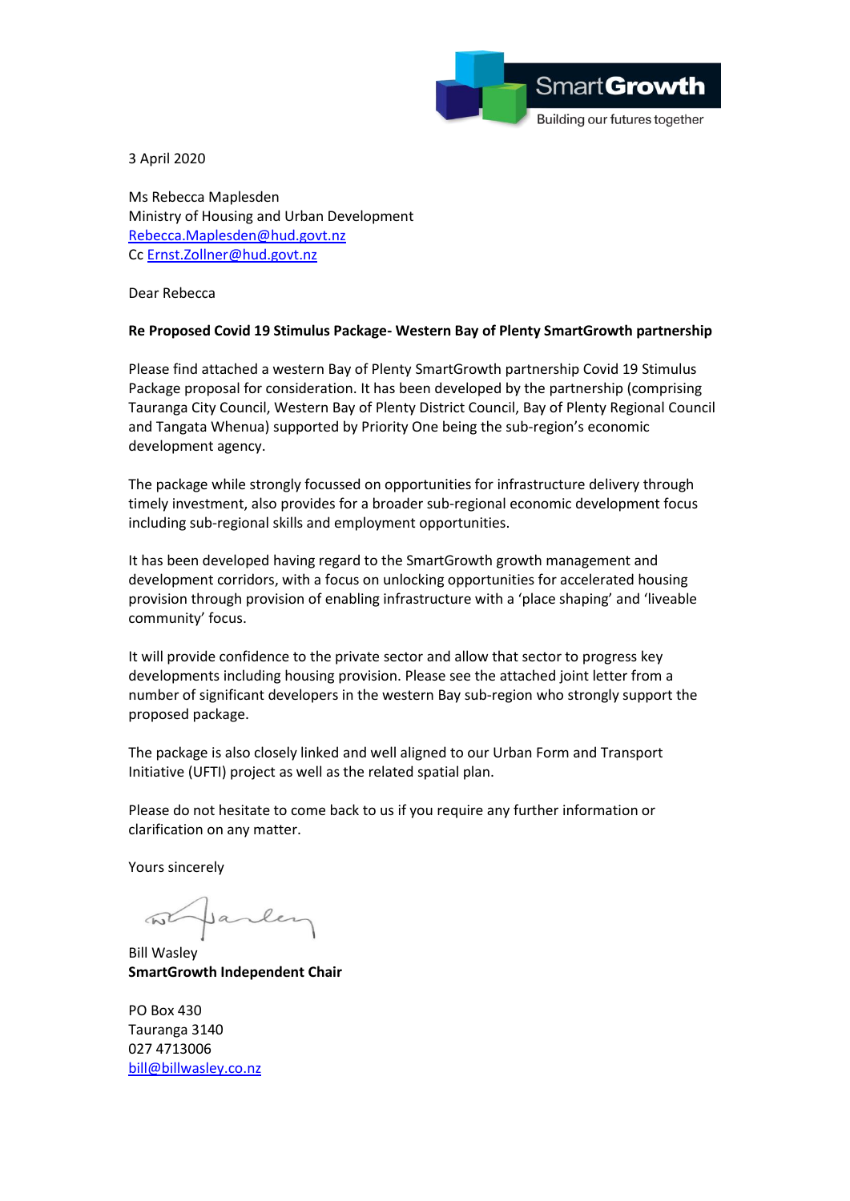SmartGrowth
Building our futures together

3 April 2020

Ms Rebecca Maplesden
Ministry of Housing and Urban Development
Rebecca.Maplesden@hud.govt.nz
Cc Ernst.Zollner@hud.govt.nz

Dear Rebecca

**Re Proposed Covid 19 Stimulus Package- Western Bay of Plenty SmartGrowth partnership**

Please find attached a western Bay of Plenty SmartGrowth partnership Covid 19 Stimulus Package proposal for consideration. It has been developed by the partnership (comprising Tauranga City Council, Western Bay of Plenty District Council, Bay of Plenty Regional Council and Tangata Whenua) supported by Priority One being the sub-region's economic development agency.

The package while strongly focussed on opportunities for infrastructure delivery through timely investment, also provides for a broader sub-regional economic development focus including sub-regional skills and employment opportunities.

It has been developed having regard to the SmartGrowth growth management and development corridors, with a focus on unlocking opportunities for accelerated housing provision through provision of enabling infrastructure with a 'place shaping' and 'liveable community' focus.

It will provide confidence to the private sector and allow that sector to progress key developments including housing provision. Please see the attached joint letter from a number of significant developers in the western Bay sub-region who strongly support the proposed package.

The package is also closely linked and well aligned to our Urban Form and Transport Initiative (UFTI) project as well as the related spatial plan.

Please do not hesitate to come back to us if you require any further information or clarification on any matter.

Yours sincerely

Bill Wasley
**SmartGrowth Independent Chair**

PO Box 430
Tauranga 3140
027 4713006
bill@billwasley.co.nz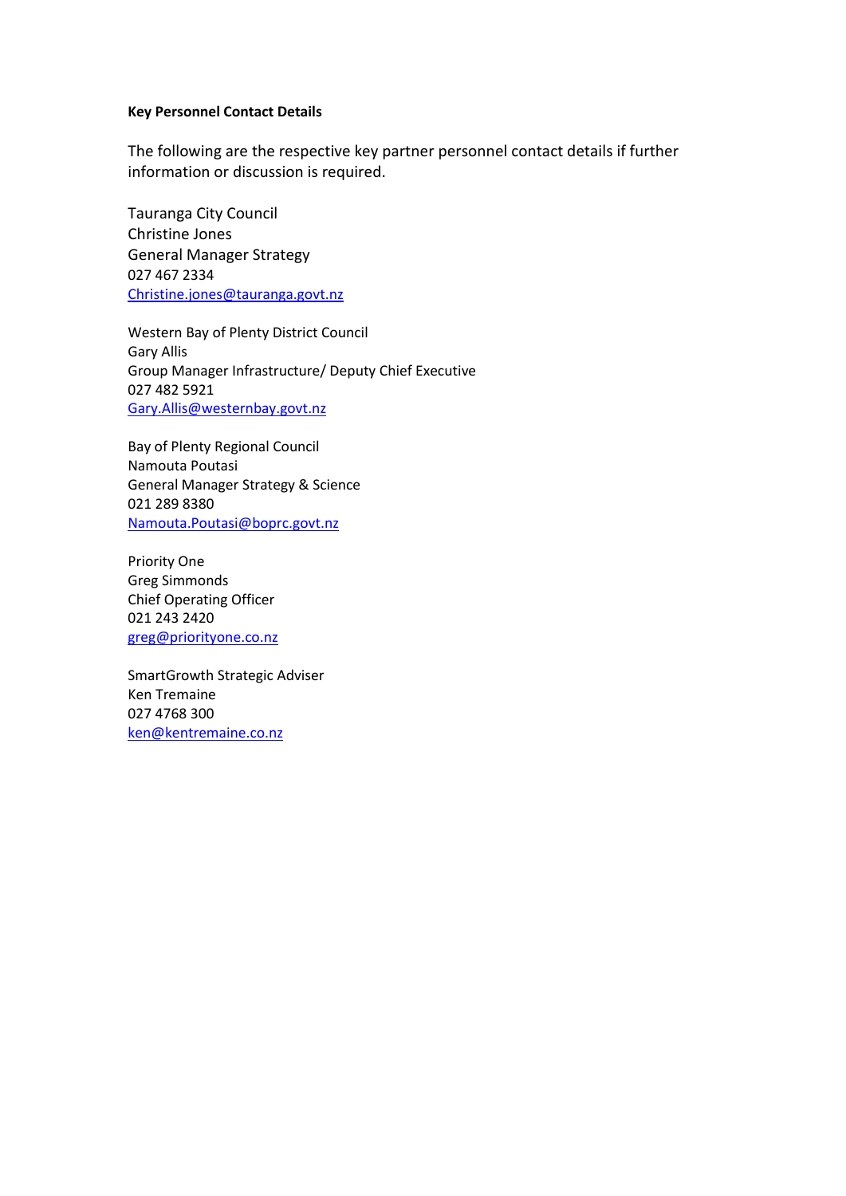**Key Personnel Contact Details**

The following are the respective key partner personnel contact details if further information or discussion is required.

Tauranga City Council
Christine Jones
General Manager Strategy
027 467 2334
Christine.jones@tauranga.govt.nz

Western Bay of Plenty District Council
Gary Allis
Group Manager Infrastructure/ Deputy Chief Executive
027 482 5921
Gary.Allis@westernbay.govt.nz

Bay of Plenty Regional Council
Namouta Poutasi
General Manager Strategy & Science
021 289 8380
Namouta.Poutasi@boprc.govt.nz

Priority One
Greg Simmonds
Chief Operating Officer
021 243 2420
greg@priorityone.co.nz

SmartGrowth Strategic Adviser
Ken Tremaine
027 4768 300
ken@kentremaine.co.nz